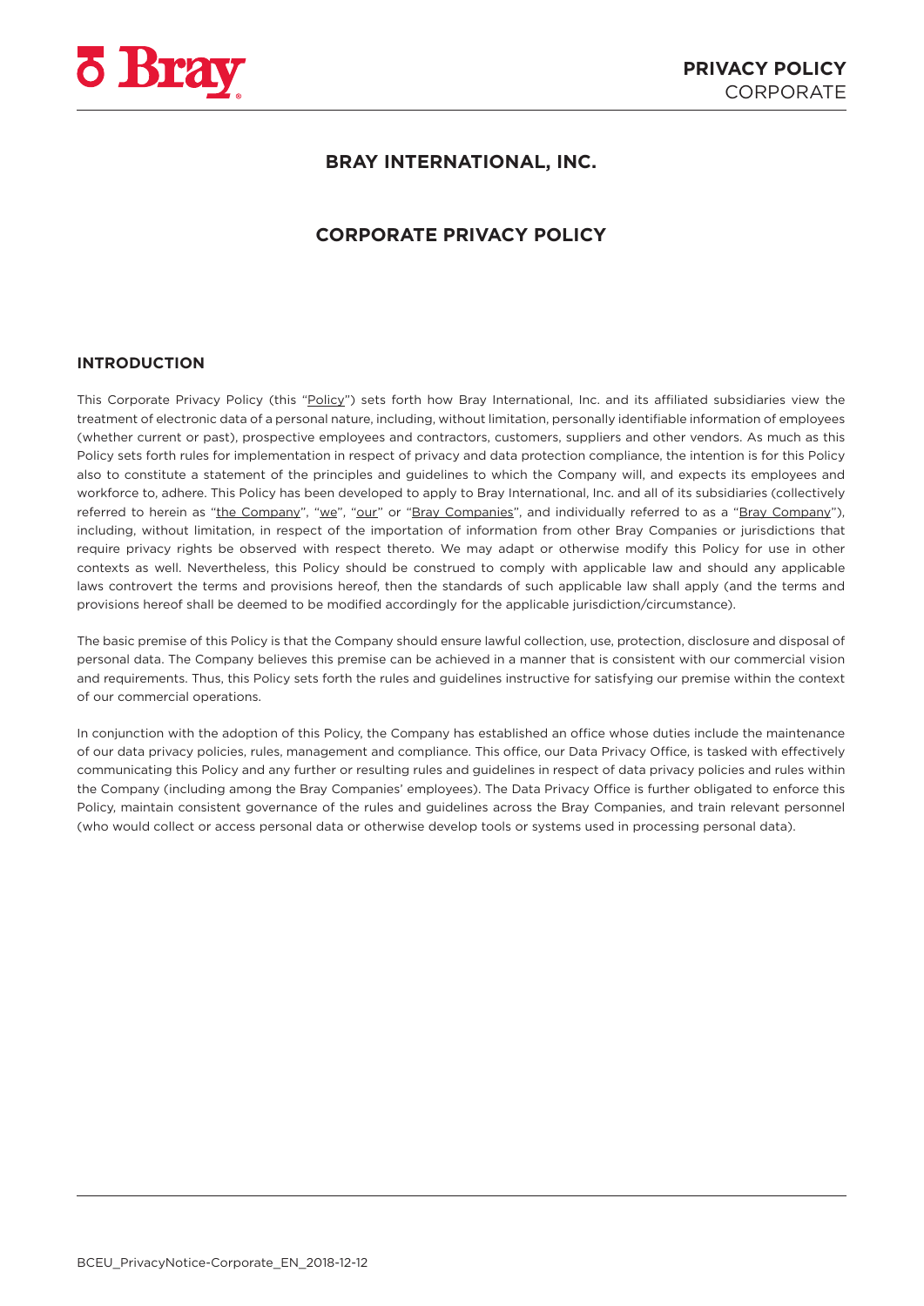# BRAY INTERNATIONAL, INC.

# CORPORATE PRIVACY POLICY

## INTRODUCTION

This Corporate Privacy Policy (this "Policy") sets forth how Bray International, Inc. and its affiliated subsidiaries view the treatment of electronic data of a personal nature, including, without limitation, personally identifiable information of employees (whether current or past), prospective employees and contractors, customers, suppliers and other vendors. As much as this Policy sets forth rules for implementation in respect of privacy and data protection compliance, the intention is for this Policy also to constitute a statement of the principles and guidelines to which the Company will, and expects its employees and workforce to, adhere. This Policy has been developed to apply to Bray International, Inc. and all of its subsidiaries (collectively referred to herein as "the Company", "we", "our" or "Bray Companies", and individually referred to as a "Bray Company"), including, without limitation, in respect of the importation of information from other Bray Companies or jurisdictions that require privacy rights be observed with respect thereto. We may adapt or otherwise modify this Policy for use in other contexts as well. Nevertheless, this Policy should be construed to comply with applicable law and should any applicable laws controvert the terms and provisions hereof, then the standards of such applicable law shall apply (and the terms and provisions hereof shall be deemed to be modified accordingly for the applicable jurisdiction/circumstance).

The basic premise of this Policy is that the Company should ensure lawful collection, use, protection, disclosure and disposal of personal data. The Company believes this premise can be achieved in a manner that is consistent with our commercial vision and requirements. Thus, this Policy sets forth the rules and guidelines instructive for satisfying our premise within the context of our commercial operations.

In conjunction with the adoption of this Policy, the Company has established an office whose duties include the maintenance of our data privacy policies, rules, management and compliance. This office, our Data Privacy Office, is tasked with effectively communicating this Policy and any further or resulting rules and guidelines in respect of data privacy policies and rules within the Company (including among the Bray Companies' employees). The Data Privacy Office is further obligated to enforce this Policy, maintain consistent governance of the rules and guidelines across the Bray Companies, and train relevant personnel (who would collect or access personal data or otherwise develop tools or systems used in processing personal data).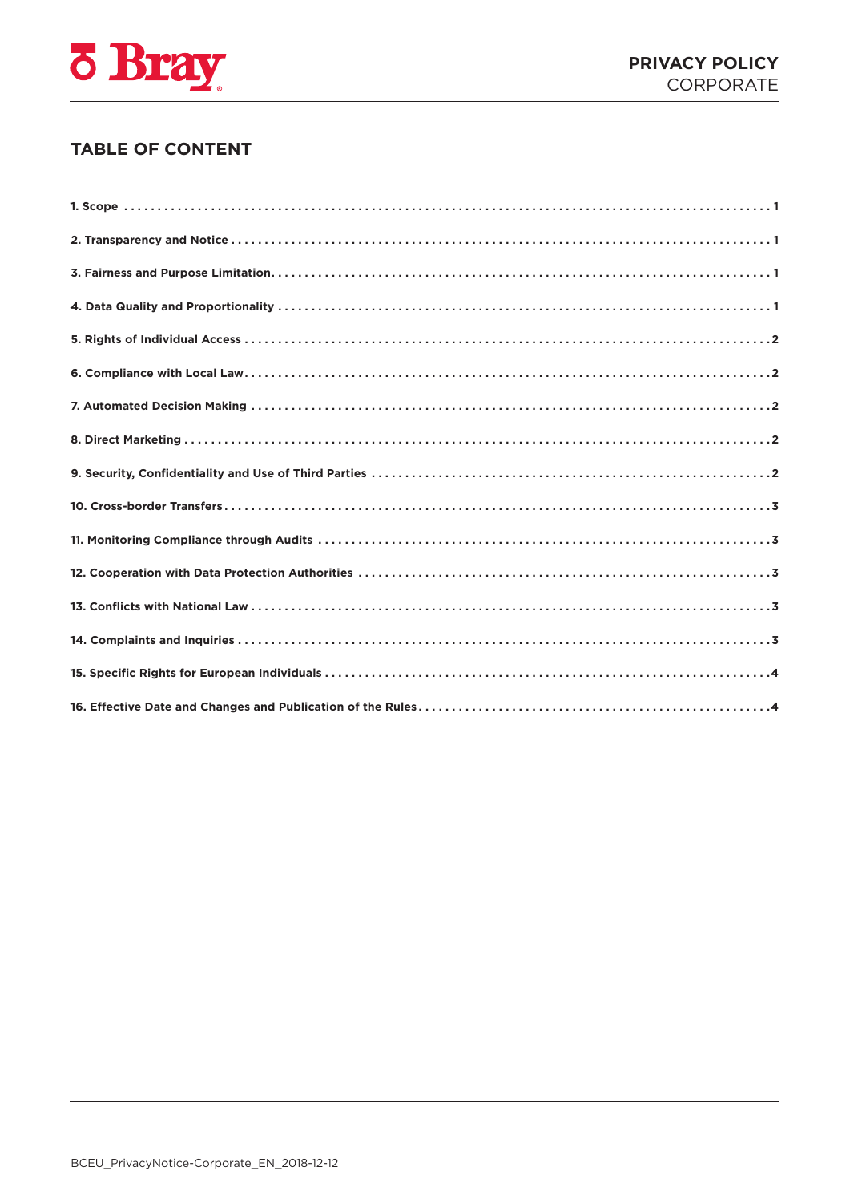## TABLE OF CONTENT

1. Scope . . . . . . . . . . 1
2. Transparency and Notice . . . . . . . . . . 1
3. Fairness and Purpose Limitation. . . . . . . . . . . 1
4. Data Quality and Proportionality . . . . . . . . . . 1
5. Rights of Individual Access . . . . . . . . . . 2
6. Compliance with Local Law . . . . . . . . . . 2
7. Automated Decision Making . . . . . . . . . . 2
8. Direct Marketing . . . . . . . . . . 2
9. Security, Confidentiality and Use of Third Parties . . . . . . . . . . 2
10. Cross-border Transfers . . . . . . . . . . 3
11. Monitoring Compliance through Audits . . . . . . . . . . 3
12. Cooperation with Data Protection Authorities . . . . . . . . . . 3
13. Conflicts with National Law . . . . . . . . . . 3
14. Complaints and Inquiries . . . . . . . . . . 3
15. Specific Rights for European Individuals . . . . . . . . . . 4
16. Effective Date and Changes and Publication of the Rules . . . . . . . . . . 4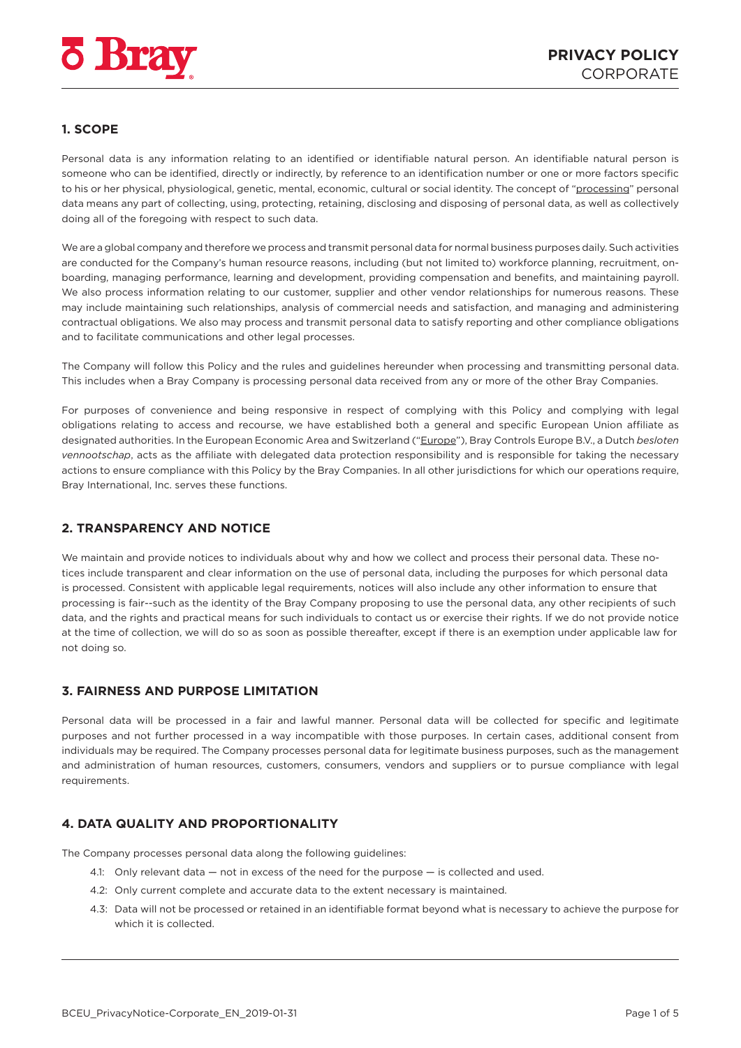## 1. SCOPE

Personal data is any information relating to an identified or identifiable natural person. An identifiable natural person is someone who can be identified, directly or indirectly, by reference to an identification number or one or more factors specific to his or her physical, physiological, genetic, mental, economic, cultural or social identity. The concept of "processing" personal data means any part of collecting, using, protecting, retaining, disclosing and disposing of personal data, as well as collectively doing all of the foregoing with respect to such data.

We are a global company and therefore we process and transmit personal data for normal business purposes daily. Such activities are conducted for the Company's human resource reasons, including (but not limited to) workforce planning, recruitment, on-boarding, managing performance, learning and development, providing compensation and benefits, and maintaining payroll. We also process information relating to our customer, supplier and other vendor relationships for numerous reasons. These may include maintaining such relationships, analysis of commercial needs and satisfaction, and managing and administering contractual obligations. We also may process and transmit personal data to satisfy reporting and other compliance obligations and to facilitate communications and other legal processes.

The Company will follow this Policy and the rules and guidelines hereunder when processing and transmitting personal data. This includes when a Bray Company is processing personal data received from any or more of the other Bray Companies.

For purposes of convenience and being responsive in respect of complying with this Policy and complying with legal obligations relating to access and recourse, we have established both a general and specific European Union affiliate as designated authorities. In the European Economic Area and Switzerland ("Europe"), Bray Controls Europe B.V., a Dutch *besloten vennootschap*, acts as the affiliate with delegated data protection responsibility and is responsible for taking the necessary actions to ensure compliance with this Policy by the Bray Companies. In all other jurisdictions for which our operations require, Bray International, Inc. serves these functions.

## 2. TRANSPARENCY AND NOTICE

We maintain and provide notices to individuals about why and how we collect and process their personal data. These notices include transparent and clear information on the use of personal data, including the purposes for which personal data is processed. Consistent with applicable legal requirements, notices will also include any other information to ensure that processing is fair--such as the identity of the Bray Company proposing to use the personal data, any other recipients of such data, and the rights and practical means for such individuals to contact us or exercise their rights. If we do not provide notice at the time of collection, we will do so as soon as possible thereafter, except if there is an exemption under applicable law for not doing so.

## 3. FAIRNESS AND PURPOSE LIMITATION

Personal data will be processed in a fair and lawful manner. Personal data will be collected for specific and legitimate purposes and not further processed in a way incompatible with those purposes. In certain cases, additional consent from individuals may be required. The Company processes personal data for legitimate business purposes, such as the management and administration of human resources, customers, consumers, vendors and suppliers or to pursue compliance with legal requirements.

## 4. DATA QUALITY AND PROPORTIONALITY

The Company processes personal data along the following guidelines:

- 4.1: Only relevant data — not in excess of the need for the purpose — is collected and used.
- 4.2: Only current complete and accurate data to the extent necessary is maintained.
- 4.3: Data will not be processed or retained in an identifiable format beyond what is necessary to achieve the purpose for which it is collected.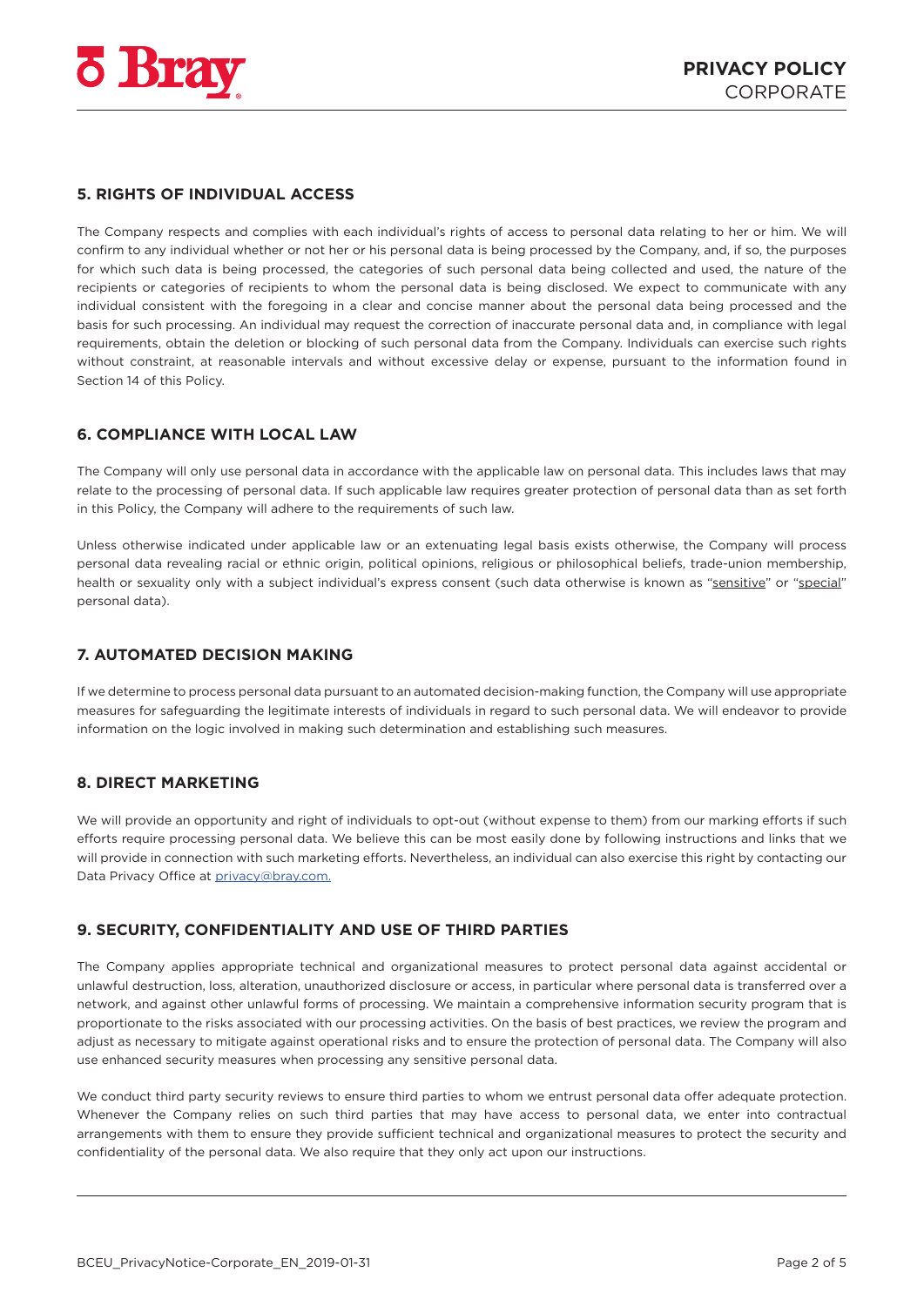## 5. RIGHTS OF INDIVIDUAL ACCESS

The Company respects and complies with each individual's rights of access to personal data relating to her or him. We will confirm to any individual whether or not her or his personal data is being processed by the Company, and, if so, the purposes for which such data is being processed, the categories of such personal data being collected and used, the nature of the recipients or categories of recipients to whom the personal data is being disclosed. We expect to communicate with any individual consistent with the foregoing in a clear and concise manner about the personal data being processed and the basis for such processing. An individual may request the correction of inaccurate personal data and, in compliance with legal requirements, obtain the deletion or blocking of such personal data from the Company. Individuals can exercise such rights without constraint, at reasonable intervals and without excessive delay or expense, pursuant to the information found in Section 14 of this Policy.

## 6. COMPLIANCE WITH LOCAL LAW

The Company will only use personal data in accordance with the applicable law on personal data. This includes laws that may relate to the processing of personal data. If such applicable law requires greater protection of personal data than as set forth in this Policy, the Company will adhere to the requirements of such law.

Unless otherwise indicated under applicable law or an extenuating legal basis exists otherwise, the Company will process personal data revealing racial or ethnic origin, political opinions, religious or philosophical beliefs, trade-union membership, health or sexuality only with a subject individual's express consent (such data otherwise is known as "sensitive" or "special" personal data).

## 7. AUTOMATED DECISION MAKING

If we determine to process personal data pursuant to an automated decision-making function, the Company will use appropriate measures for safeguarding the legitimate interests of individuals in regard to such personal data. We will endeavor to provide information on the logic involved in making such determination and establishing such measures.

## 8. DIRECT MARKETING

We will provide an opportunity and right of individuals to opt-out (without expense to them) from our marking efforts if such efforts require processing personal data. We believe this can be most easily done by following instructions and links that we will provide in connection with such marketing efforts. Nevertheless, an individual can also exercise this right by contacting our Data Privacy Office at privacy@bray.com.

## 9. SECURITY, CONFIDENTIALITY AND USE OF THIRD PARTIES

The Company applies appropriate technical and organizational measures to protect personal data against accidental or unlawful destruction, loss, alteration, unauthorized disclosure or access, in particular where personal data is transferred over a network, and against other unlawful forms of processing. We maintain a comprehensive information security program that is proportionate to the risks associated with our processing activities. On the basis of best practices, we review the program and adjust as necessary to mitigate against operational risks and to ensure the protection of personal data. The Company will also use enhanced security measures when processing any sensitive personal data.

We conduct third party security reviews to ensure third parties to whom we entrust personal data offer adequate protection. Whenever the Company relies on such third parties that may have access to personal data, we enter into contractual arrangements with them to ensure they provide sufficient technical and organizational measures to protect the security and confidentiality of the personal data. We also require that they only act upon our instructions.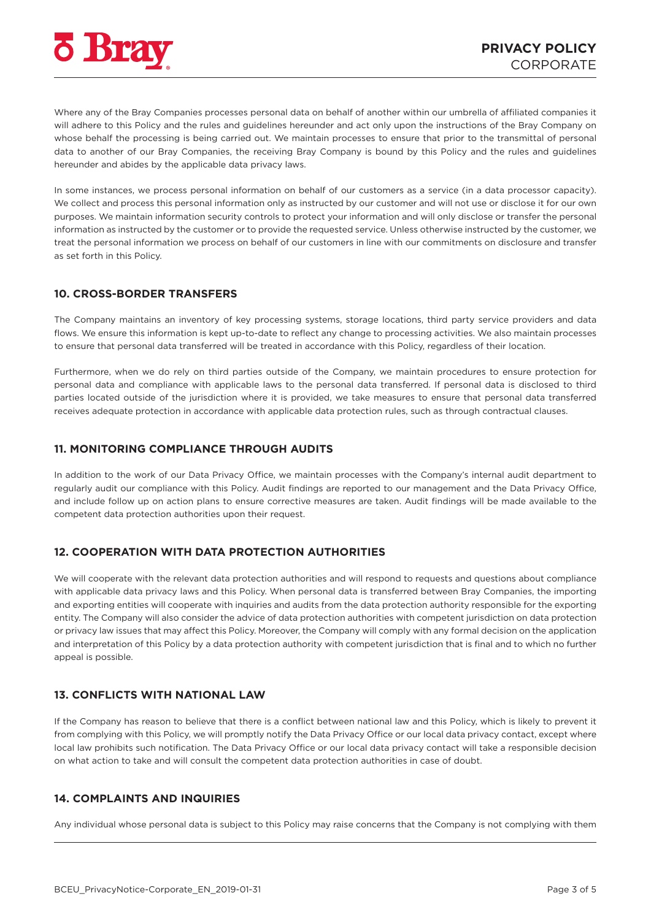Where any of the Bray Companies processes personal data on behalf of another within our umbrella of affiliated companies it will adhere to this Policy and the rules and guidelines hereunder and act only upon the instructions of the Bray Company on whose behalf the processing is being carried out. We maintain processes to ensure that prior to the transmittal of personal data to another of our Bray Companies, the receiving Bray Company is bound by this Policy and the rules and guidelines hereunder and abides by the applicable data privacy laws.

In some instances, we process personal information on behalf of our customers as a service (in a data processor capacity). We collect and process this personal information only as instructed by our customer and will not use or disclose it for our own purposes. We maintain information security controls to protect your information and will only disclose or transfer the personal information as instructed by the customer or to provide the requested service. Unless otherwise instructed by the customer, we treat the personal information we process on behalf of our customers in line with our commitments on disclosure and transfer as set forth in this Policy.

## 10. CROSS-BORDER TRANSFERS

The Company maintains an inventory of key processing systems, storage locations, third party service providers and data flows. We ensure this information is kept up-to-date to reflect any change to processing activities. We also maintain processes to ensure that personal data transferred will be treated in accordance with this Policy, regardless of their location.

Furthermore, when we do rely on third parties outside of the Company, we maintain procedures to ensure protection for personal data and compliance with applicable laws to the personal data transferred. If personal data is disclosed to third parties located outside of the jurisdiction where it is provided, we take measures to ensure that personal data transferred receives adequate protection in accordance with applicable data protection rules, such as through contractual clauses.

## 11. MONITORING COMPLIANCE THROUGH AUDITS

In addition to the work of our Data Privacy Office, we maintain processes with the Company's internal audit department to regularly audit our compliance with this Policy. Audit findings are reported to our management and the Data Privacy Office, and include follow up on action plans to ensure corrective measures are taken. Audit findings will be made available to the competent data protection authorities upon their request.

## 12. COOPERATION WITH DATA PROTECTION AUTHORITIES

We will cooperate with the relevant data protection authorities and will respond to requests and questions about compliance with applicable data privacy laws and this Policy. When personal data is transferred between Bray Companies, the importing and exporting entities will cooperate with inquiries and audits from the data protection authority responsible for the exporting entity. The Company will also consider the advice of data protection authorities with competent jurisdiction on data protection or privacy law issues that may affect this Policy. Moreover, the Company will comply with any formal decision on the application and interpretation of this Policy by a data protection authority with competent jurisdiction that is final and to which no further appeal is possible.

## 13. CONFLICTS WITH NATIONAL LAW

If the Company has reason to believe that there is a conflict between national law and this Policy, which is likely to prevent it from complying with this Policy, we will promptly notify the Data Privacy Office or our local data privacy contact, except where local law prohibits such notification. The Data Privacy Office or our local data privacy contact will take a responsible decision on what action to take and will consult the competent data protection authorities in case of doubt.

## 14. COMPLAINTS AND INQUIRIES

Any individual whose personal data is subject to this Policy may raise concerns that the Company is not complying with them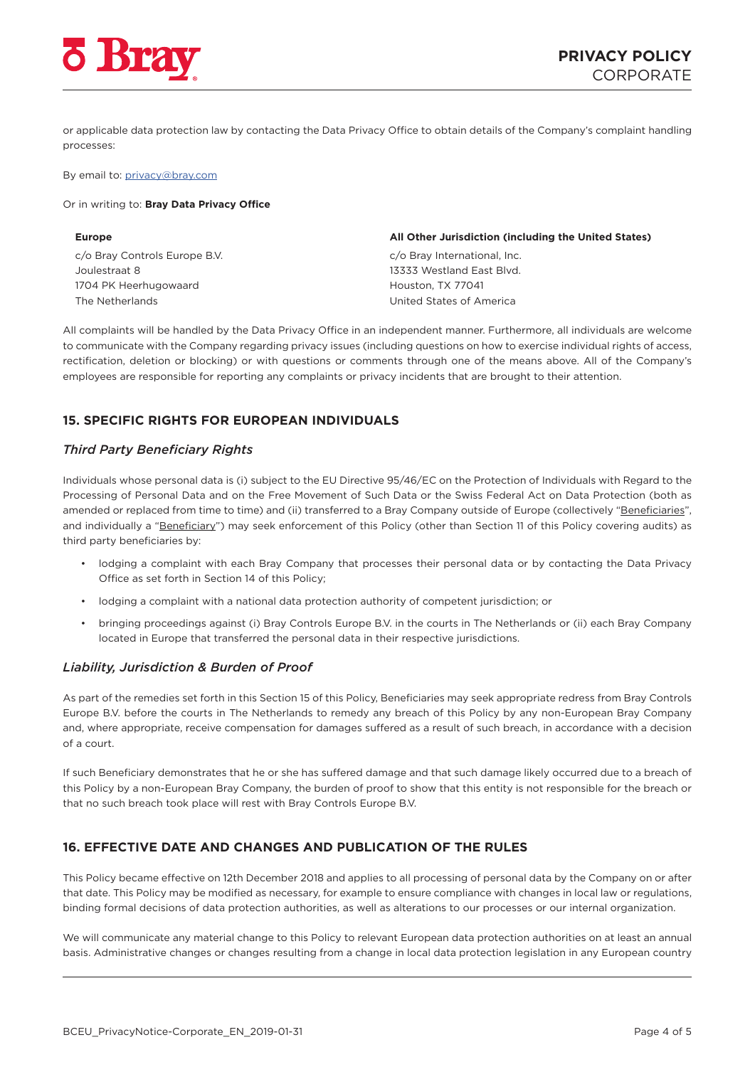or applicable data protection law by contacting the Data Privacy Office to obtain details of the Company's complaint handling processes:

By email to: privacy@bray.com

Or in writing to: **Bray Data Privacy Office**

| **Europe** | **All Other Jurisdiction (including the United States)** |
|---|---|
| c/o Bray Controls Europe B.V.<br>Joulestraat 8<br>1704 PK Heerhugowaard<br>The Netherlands | c/o Bray International, Inc.<br>13333 Westland East Blvd.<br>Houston, TX 77041<br>United States of America |

All complaints will be handled by the Data Privacy Office in an independent manner. Furthermore, all individuals are welcome to communicate with the Company regarding privacy issues (including questions on how to exercise individual rights of access, rectification, deletion or blocking) or with questions or comments through one of the means above. All of the Company's employees are responsible for reporting any complaints or privacy incidents that are brought to their attention.

## 15. SPECIFIC RIGHTS FOR EUROPEAN INDIVIDUALS

### *Third Party Beneficiary Rights*

Individuals whose personal data is (i) subject to the EU Directive 95/46/EC on the Protection of Individuals with Regard to the Processing of Personal Data and on the Free Movement of Such Data or the Swiss Federal Act on Data Protection (both as amended or replaced from time to time) and (ii) transferred to a Bray Company outside of Europe (collectively "Beneficiaries", and individually a "Beneficiary") may seek enforcement of this Policy (other than Section 11 of this Policy covering audits) as third party beneficiaries by:

- lodging a complaint with each Bray Company that processes their personal data or by contacting the Data Privacy Office as set forth in Section 14 of this Policy;
- lodging a complaint with a national data protection authority of competent jurisdiction; or
- bringing proceedings against (i) Bray Controls Europe B.V. in the courts in The Netherlands or (ii) each Bray Company located in Europe that transferred the personal data in their respective jurisdictions.

### *Liability, Jurisdiction & Burden of Proof*

As part of the remedies set forth in this Section 15 of this Policy, Beneficiaries may seek appropriate redress from Bray Controls Europe B.V. before the courts in The Netherlands to remedy any breach of this Policy by any non-European Bray Company and, where appropriate, receive compensation for damages suffered as a result of such breach, in accordance with a decision of a court.

If such Beneficiary demonstrates that he or she has suffered damage and that such damage likely occurred due to a breach of this Policy by a non-European Bray Company, the burden of proof to show that this entity is not responsible for the breach or that no such breach took place will rest with Bray Controls Europe B.V.

## 16. EFFECTIVE DATE AND CHANGES AND PUBLICATION OF THE RULES

This Policy became effective on 12th December 2018 and applies to all processing of personal data by the Company on or after that date. This Policy may be modified as necessary, for example to ensure compliance with changes in local law or regulations, binding formal decisions of data protection authorities, as well as alterations to our processes or our internal organization.

We will communicate any material change to this Policy to relevant European data protection authorities on at least an annual basis. Administrative changes or changes resulting from a change in local data protection legislation in any European country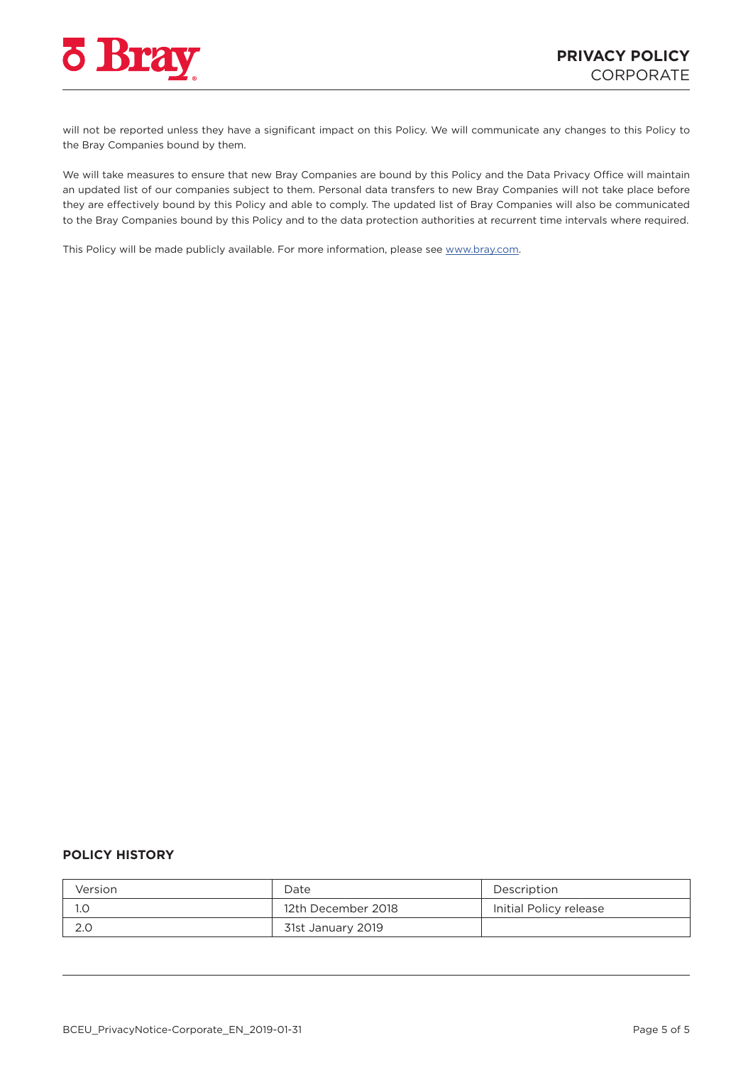will not be reported unless they have a significant impact on this Policy. We will communicate any changes to this Policy to the Bray Companies bound by them.

We will take measures to ensure that new Bray Companies are bound by this Policy and the Data Privacy Office will maintain an updated list of our companies subject to them. Personal data transfers to new Bray Companies will not take place before they are effectively bound by this Policy and able to comply. The updated list of Bray Companies will also be communicated to the Bray Companies bound by this Policy and to the data protection authorities at recurrent time intervals where required.

This Policy will be made publicly available. For more information, please see www.bray.com.

## POLICY HISTORY

| Version | Date | Description |
|---|---|---|
| 1.0 | 12th December 2018 | Initial Policy release |
| 2.0 | 31st January 2019 | |